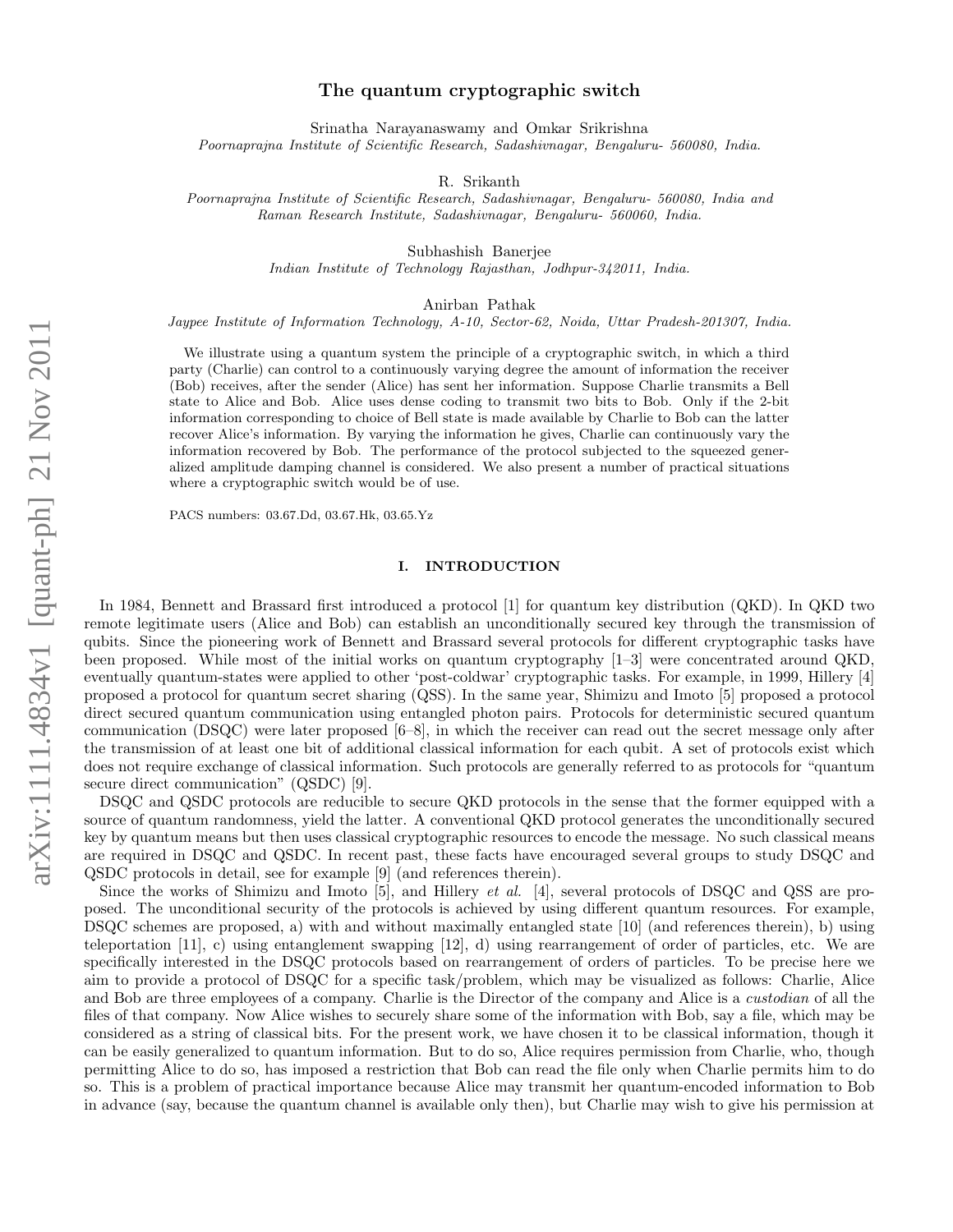# The quantum cryptographic switch

Srinatha Narayanaswamy and Omkar Srikrishna

*Poornaprajna Institute of Scientific Research, Sadashivnagar, Bengaluru- 560080, India.*

R. Srikanth

*Poornaprajna Institute of Scientific Research, Sadashivnagar, Bengaluru- 560080, India and Raman Research Institute, Sadashivnagar, Bengaluru- 560060, India.*

Subhashish Banerjee

*Indian Institute of Technology Rajasthan, Jodhpur-342011, India.*

Anirban Pathak

*Jaypee Institute of Information Technology, A-10, Sector-62, Noida, Uttar Pradesh-201307, India.*

We illustrate using a quantum system the principle of a cryptographic switch, in which a third party (Charlie) can control to a continuously varying degree the amount of information the receiver (Bob) receives, after the sender (Alice) has sent her information. Suppose Charlie transmits a Bell state to Alice and Bob. Alice uses dense coding to transmit two bits to Bob. Only if the 2-bit information corresponding to choice of Bell state is made available by Charlie to Bob can the latter recover Alice's information. By varying the information he gives, Charlie can continuously vary the information recovered by Bob. The performance of the protocol subjected to the squeezed generalized amplitude damping channel is considered. We also present a number of practical situations where a cryptographic switch would be of use.

PACS numbers: 03.67.Dd, 03.67.Hk, 03.65.Yz

## I. INTRODUCTION

In 1984, Bennett and Brassard first introduced a protocol [1] for quantum key distribution (QKD). In QKD two remote legitimate users (Alice and Bob) can establish an unconditionally secured key through the transmission of qubits. Since the pioneering work of Bennett and Brassard several protocols for different cryptographic tasks have been proposed. While most of the initial works on quantum cryptography [1–3] were concentrated around QKD, eventually quantum-states were applied to other 'post-coldwar' cryptographic tasks. For example, in 1999, Hillery [4] proposed a protocol for quantum secret sharing (QSS). In the same year, Shimizu and Imoto [5] proposed a protocol direct secured quantum communication using entangled photon pairs. Protocols for deterministic secured quantum communication (DSQC) were later proposed [6–8], in which the receiver can read out the secret message only after the transmission of at least one bit of additional classical information for each qubit. A set of protocols exist which does not require exchange of classical information. Such protocols are generally referred to as protocols for "quantum secure direct communication" (QSDC) [9].

DSQC and QSDC protocols are reducible to secure QKD protocols in the sense that the former equipped with a source of quantum randomness, yield the latter. A conventional QKD protocol generates the unconditionally secured key by quantum means but then uses classical cryptographic resources to encode the message. No such classical means are required in DSQC and QSDC. In recent past, these facts have encouraged several groups to study DSQC and QSDC protocols in detail, see for example [9] (and references therein).

Since the works of Shimizu and Imoto [5], and Hillery *et al.* [4], several protocols of DSQC and QSS are proposed. The unconditional security of the protocols is achieved by using different quantum resources. For example, DSQC schemes are proposed, a) with and without maximally entangled state [10] (and references therein), b) using teleportation [11], c) using entanglement swapping [12], d) using rearrangement of order of particles, etc. We are specifically interested in the DSQC protocols based on rearrangement of orders of particles. To be precise here we aim to provide a protocol of DSQC for a specific task/problem, which may be visualized as follows: Charlie, Alice and Bob are three employees of a company. Charlie is the Director of the company and Alice is a *custodian* of all the files of that company. Now Alice wishes to securely share some of the information with Bob, say a file, which may be considered as a string of classical bits. For the present work, we have chosen it to be classical information, though it can be easily generalized to quantum information. But to do so, Alice requires permission from Charlie, who, though permitting Alice to do so, has imposed a restriction that Bob can read the file only when Charlie permits him to do so. This is a problem of practical importance because Alice may transmit her quantum-encoded information to Bob in advance (say, because the quantum channel is available only then), but Charlie may wish to give his permission at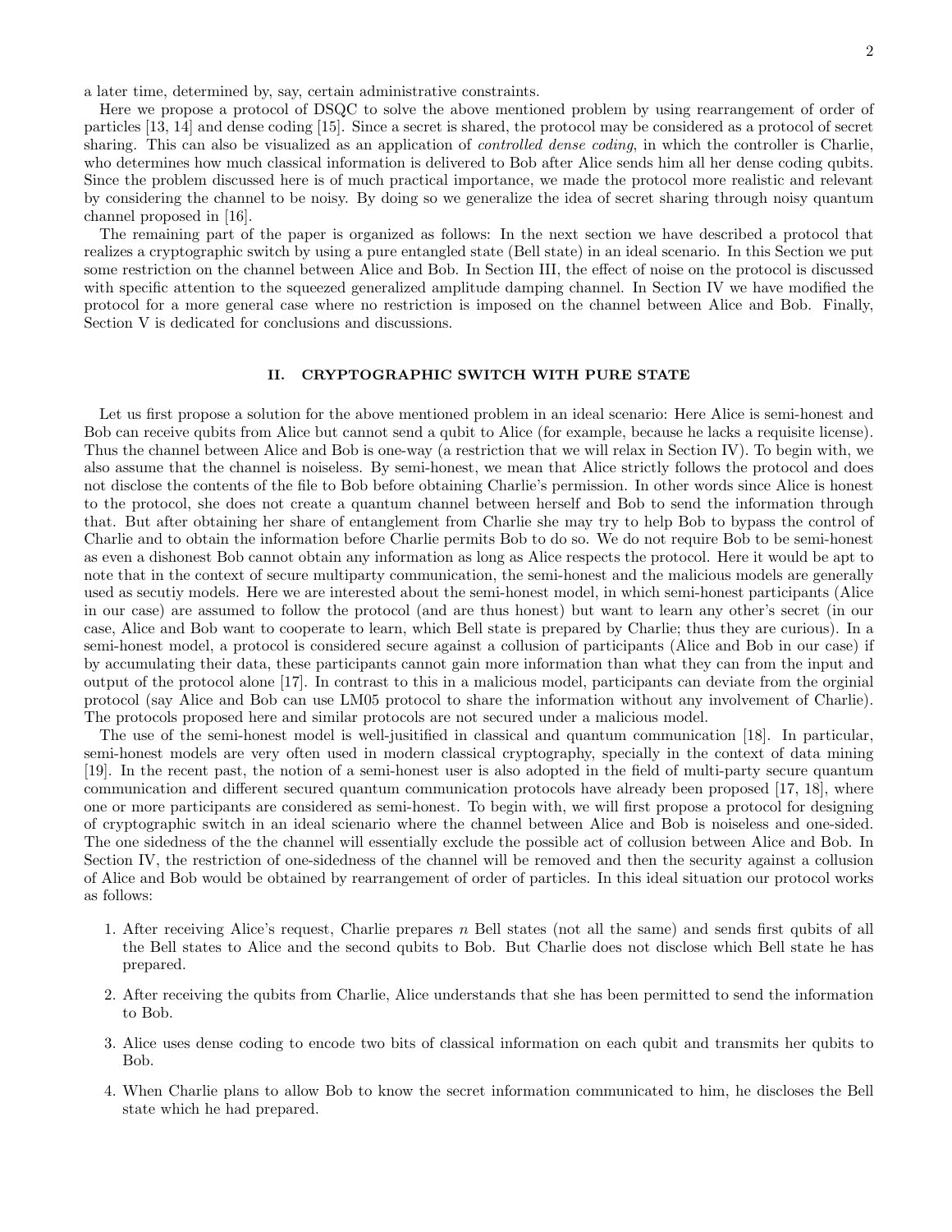a later time, determined by, say, certain administrative constraints.

Here we propose a protocol of DSQC to solve the above mentioned problem by using rearrangement of order of particles [13, 14] and dense coding [15]. Since a secret is shared, the protocol may be considered as a protocol of secret sharing. This can also be visualized as an application of *controlled dense coding*, in which the controller is Charlie, who determines how much classical information is delivered to Bob after Alice sends him all her dense coding qubits. Since the problem discussed here is of much practical importance, we made the protocol more realistic and relevant by considering the channel to be noisy. By doing so we generalize the idea of secret sharing through noisy quantum channel proposed in [16].

The remaining part of the paper is organized as follows: In the next section we have described a protocol that realizes a cryptographic switch by using a pure entangled state (Bell state) in an ideal scenario. In this Section we put some restriction on the channel between Alice and Bob. In Section III, the effect of noise on the protocol is discussed with specific attention to the squeezed generalized amplitude damping channel. In Section IV we have modified the protocol for a more general case where no restriction is imposed on the channel between Alice and Bob. Finally, Section V is dedicated for conclusions and discussions.

## II. CRYPTOGRAPHIC SWITCH WITH PURE STATE

Let us first propose a solution for the above mentioned problem in an ideal scenario: Here Alice is semi-honest and Bob can receive qubits from Alice but cannot send a qubit to Alice (for example, because he lacks a requisite license). Thus the channel between Alice and Bob is one-way (a restriction that we will relax in Section IV). To begin with, we also assume that the channel is noiseless. By semi-honest, we mean that Alice strictly follows the protocol and does not disclose the contents of the file to Bob before obtaining Charlie's permission. In other words since Alice is honest to the protocol, she does not create a quantum channel between herself and Bob to send the information through that. But after obtaining her share of entanglement from Charlie she may try to help Bob to bypass the control of Charlie and to obtain the information before Charlie permits Bob to do so. We do not require Bob to be semi-honest as even a dishonest Bob cannot obtain any information as long as Alice respects the protocol. Here it would be apt to note that in the context of secure multiparty communication, the semi-honest and the malicious models are generally used as secutiy models. Here we are interested about the semi-honest model, in which semi-honest participants (Alice in our case) are assumed to follow the protocol (and are thus honest) but want to learn any other's secret (in our case, Alice and Bob want to cooperate to learn, which Bell state is prepared by Charlie; thus they are curious). In a semi-honest model, a protocol is considered secure against a collusion of participants (Alice and Bob in our case) if by accumulating their data, these participants cannot gain more information than what they can from the input and output of the protocol alone [17]. In contrast to this in a malicious model, participants can deviate from the orginial protocol (say Alice and Bob can use LM05 protocol to share the information without any involvement of Charlie). The protocols proposed here and similar protocols are not secured under a malicious model.

The use of the semi-honest model is well-jusitified in classical and quantum communication [18]. In particular, semi-honest models are very often used in modern classical cryptography, specially in the context of data mining [19]. In the recent past, the notion of a semi-honest user is also adopted in the field of multi-party secure quantum communication and different secured quantum communication protocols have already been proposed [17, 18], where one or more participants are considered as semi-honest. To begin with, we will first propose a protocol for designing of cryptographic switch in an ideal scienario where the channel between Alice and Bob is noiseless and one-sided. The one sidedness of the the channel will essentially exclude the possible act of collusion between Alice and Bob. In Section IV, the restriction of one-sidedness of the channel will be removed and then the security against a collusion of Alice and Bob would be obtained by rearrangement of order of particles. In this ideal situation our protocol works as follows:

1. After receiving Alice's request, Charlie prepares $n$ Bell states (not all the same) and sends first qubits of all the Bell states to Alice and the second qubits to Bob. But Charlie does not disclose which Bell state he has prepared.

2. After receiving the qubits from Charlie, Alice understands that she has been permitted to send the information to Bob.

3. Alice uses dense coding to encode two bits of classical information on each qubit and transmits her qubits to Bob.

4. When Charlie plans to allow Bob to know the secret information communicated to him, he discloses the Bell state which he had prepared.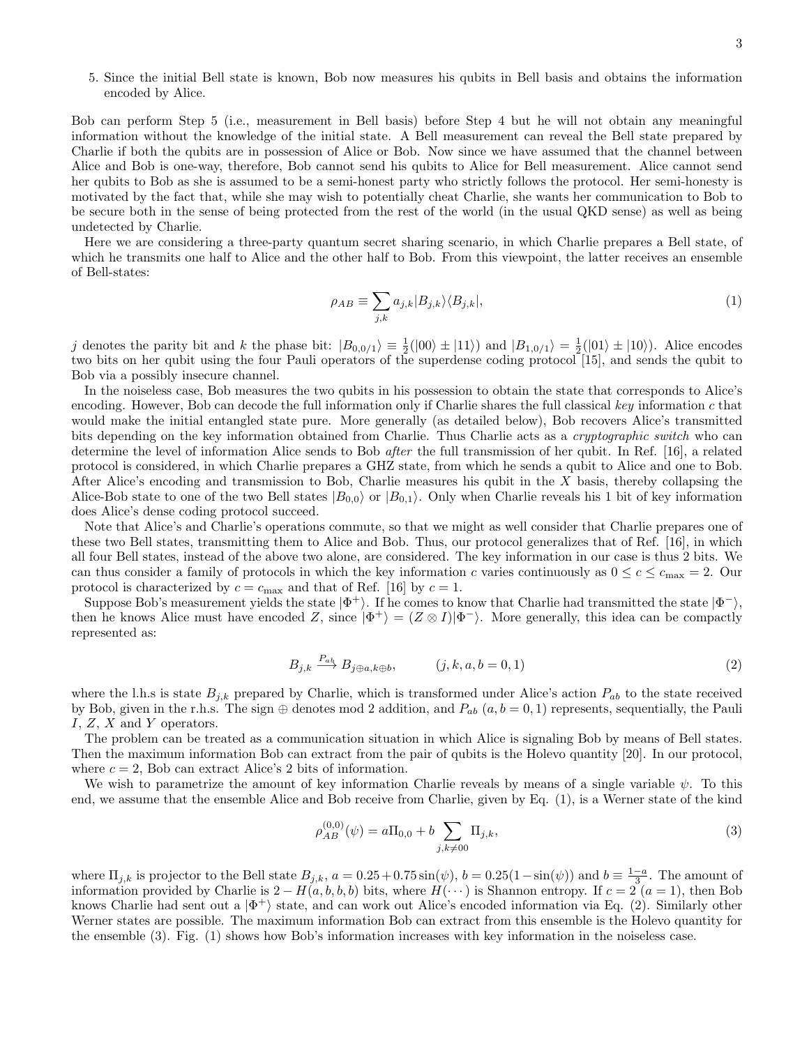5. Since the initial Bell state is known, Bob now measures his qubits in Bell basis and obtains the information encoded by Alice.

Bob can perform Step 5 (i.e., measurement in Bell basis) before Step 4 but he will not obtain any meaningful information without the knowledge of the initial state. A Bell measurement can reveal the Bell state prepared by Charlie if both the qubits are in possession of Alice or Bob. Now since we have assumed that the channel between Alice and Bob is one-way, therefore, Bob cannot send his qubits to Alice for Bell measurement. Alice cannot send her qubits to Bob as she is assumed to be a semi-honest party who strictly follows the protocol. Her semi-honesty is motivated by the fact that, while she may wish to potentially cheat Charlie, she wants her communication to Bob to be secure both in the sense of being protected from the rest of the world (in the usual QKD sense) as well as being undetected by Charlie.

Here we are considering a three-party quantum secret sharing scenario, in which Charlie prepares a Bell state, of which he transmits one half to Alice and the other half to Bob. From this viewpoint, the latter receives an ensemble of Bell-states:

$$\rho_{AB} \equiv \sum_{j,k} a_{j,k} |B_{j,k}\rangle\langle B_{j,k}|, \tag{1}$$

$j$ denotes the parity bit and $k$ the phase bit: $|B_{0,0/1}\rangle \equiv \frac{1}{2}(|00\rangle \pm |11\rangle)$ and $|B_{1,0/1}\rangle = \frac{1}{2}(|01\rangle \pm |10\rangle)$. Alice encodes two bits on her qubit using the four Pauli operators of the superdense coding protocol [15], and sends the qubit to Bob via a possibly insecure channel.

In the noiseless case, Bob measures the two qubits in his possession to obtain the state that corresponds to Alice's encoding. However, Bob can decode the full information only if Charlie shares the full classical *key* information $c$ that would make the initial entangled state pure. More generally (as detailed below), Bob recovers Alice's transmitted bits depending on the key information obtained from Charlie. Thus Charlie acts as a *cryptographic switch* who can determine the level of information Alice sends to Bob *after* the full transmission of her qubit. In Ref. [16], a related protocol is considered, in which Charlie prepares a GHZ state, from which he sends a qubit to Alice and one to Bob. After Alice's encoding and transmission to Bob, Charlie measures his qubit in the $X$ basis, thereby collapsing the Alice-Bob state to one of the two Bell states $|B_{0,0}\rangle$ or $|B_{0,1}\rangle$. Only when Charlie reveals his 1 bit of key information does Alice's dense coding protocol succeed.

Note that Alice's and Charlie's operations commute, so that we might as well consider that Charlie prepares one of these two Bell states, transmitting them to Alice and Bob. Thus, our protocol generalizes that of Ref. [16], in which all four Bell states, instead of the above two alone, are considered. The key information in our case is thus 2 bits. We can thus consider a family of protocols in which the key information $c$ varies continuously as $0 \le c \le c_{\max} = 2$. Our protocol is characterized by $c = c_{\max}$ and that of Ref. [16] by $c = 1$.

Suppose Bob's measurement yields the state $|\Phi^+\rangle$. If he comes to know that Charlie had transmitted the state $|\Phi^-\rangle$, then he knows Alice must have encoded $Z$, since $|\Phi^+\rangle = (Z \otimes I)|\Phi^-\rangle$. More generally, this idea can be compactly represented as:

$$B_{j,k} \xrightarrow{P_{ab}} B_{j\oplus a, k\oplus b}, \qquad (j,k,a,b = 0,1) \tag{2}$$

where the l.h.s is state $B_{j,k}$ prepared by Charlie, which is transformed under Alice's action $P_{ab}$ to the state received by Bob, given in the r.h.s. The sign $\oplus$ denotes mod 2 addition, and $P_{ab}$ $(a,b = 0,1)$ represents, sequentially, the Pauli $I$, $Z$, $X$ and $Y$ operators.

The problem can be treated as a communication situation in which Alice is signaling Bob by means of Bell states. Then the maximum information Bob can extract from the pair of qubits is the Holevo quantity [20]. In our protocol, where $c = 2$, Bob can extract Alice's 2 bits of information.

We wish to parametrize the amount of key information Charlie reveals by means of a single variable $\psi$. To this end, we assume that the ensemble Alice and Bob receive from Charlie, given by Eq. (1), is a Werner state of the kind

$$\rho_{AB}^{(0,0)}(\psi) = a\Pi_{0,0} + b \sum_{j,k\neq 00} \Pi_{j,k}, \tag{3}$$

where $\Pi_{j,k}$ is projector to the Bell state $B_{j,k}$, $a = 0.25 + 0.75\sin(\psi)$, $b = 0.25(1-\sin(\psi))$ and $b \equiv \frac{1-a}{3}$. The amount of information provided by Charlie is $2 - H(a,b,b,b)$ bits, where $H(\cdots)$ is Shannon entropy. If $c = 2$ $(a = 1)$, then Bob knows Charlie had sent out a $|\Phi^+\rangle$ state, and can work out Alice's encoded information via Eq. (2). Similarly other Werner states are possible. The maximum information Bob can extract from this ensemble is the Holevo quantity for the ensemble (3). Fig. (1) shows how Bob's information increases with key information in the noiseless case.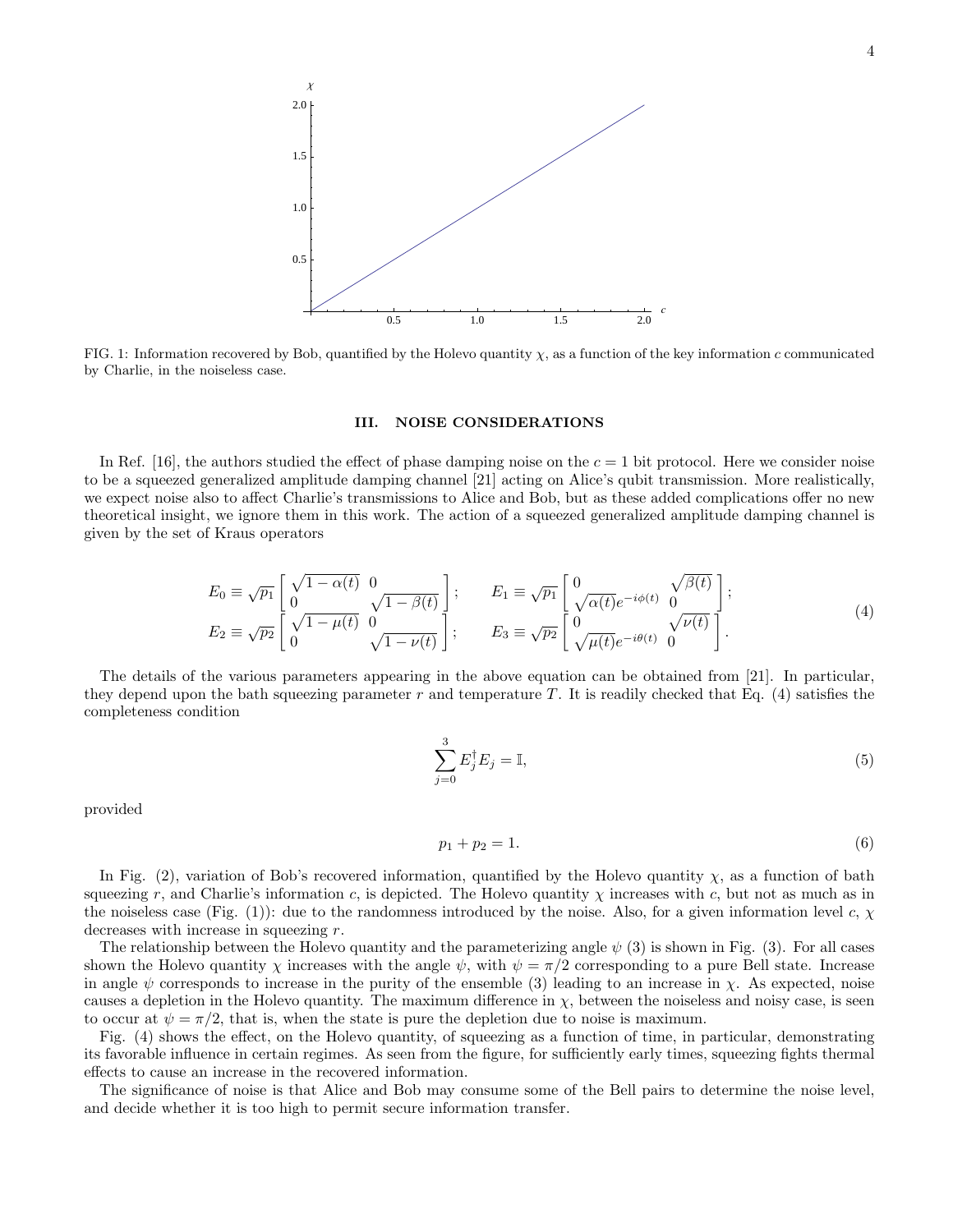FIG. 1: Information recovered by Bob, quantified by the Holevo quantity $\chi$, as a function of the key information $c$ communicated by Charlie, in the noiseless case.

## III. NOISE CONSIDERATIONS

In Ref. [16], the authors studied the effect of phase damping noise on the $c = 1$ bit protocol. Here we consider noise to be a squeezed generalized amplitude damping channel [21] acting on Alice's qubit transmission. More realistically, we expect noise also to affect Charlie's transmissions to Alice and Bob, but as these added complications offer no new theoretical insight, we ignore them in this work. The action of a squeezed generalized amplitude damping channel is given by the set of Kraus operators

$$
\begin{aligned}
E_0 &\equiv \sqrt{p_1}\begin{bmatrix} \sqrt{1-\alpha(t)} & 0 \\ 0 & \sqrt{1-\beta(t)} \end{bmatrix}; \qquad E_1 \equiv \sqrt{p_1}\begin{bmatrix} 0 & \sqrt{\beta(t)} \\ \sqrt{\alpha(t)}e^{-i\phi(t)} & 0 \end{bmatrix}; \\
E_2 &\equiv \sqrt{p_2}\begin{bmatrix} \sqrt{1-\mu(t)} & 0 \\ 0 & \sqrt{1-\nu(t)} \end{bmatrix}; \qquad E_3 \equiv \sqrt{p_2}\begin{bmatrix} 0 & \sqrt{\nu(t)} \\ \sqrt{\mu(t)}e^{-i\theta(t)} & 0 \end{bmatrix}.
\end{aligned} \tag{4}
$$

The details of the various parameters appearing in the above equation can be obtained from [21]. In particular, they depend upon the bath squeezing parameter $r$ and temperature $T$. It is readily checked that Eq. (4) satisfies the completeness condition

$$
\sum_{j=0}^{3} E_j^{\dagger} E_j = \mathbb{I}, \tag{5}
$$

provided

$$
p_1 + p_2 = 1. \tag{6}
$$

In Fig. (2), variation of Bob's recovered information, quantified by the Holevo quantity $\chi$, as a function of bath squeezing $r$, and Charlie's information $c$, is depicted. The Holevo quantity $\chi$ increases with $c$, but not as much as in the noiseless case (Fig. (1)): due to the randomness introduced by the noise. Also, for a given information level $c$, $\chi$ decreases with increase in squeezing $r$.

The relationship between the Holevo quantity and the parameterizing angle $\psi$ (3) is shown in Fig. (3). For all cases shown the Holevo quantity $\chi$ increases with the angle $\psi$, with $\psi = \pi/2$ corresponding to a pure Bell state. Increase in angle $\psi$ corresponds to increase in the purity of the ensemble (3) leading to an increase in $\chi$. As expected, noise causes a depletion in the Holevo quantity. The maximum difference in $\chi$, between the noiseless and noisy case, is seen to occur at $\psi = \pi/2$, that is, when the state is pure the depletion due to noise is maximum.

Fig. (4) shows the effect, on the Holevo quantity, of squeezing as a function of time, in particular, demonstrating its favorable influence in certain regimes. As seen from the figure, for sufficiently early times, squeezing fights thermal effects to cause an increase in the recovered information.

The significance of noise is that Alice and Bob may consume some of the Bell pairs to determine the noise level, and decide whether it is too high to permit secure information transfer.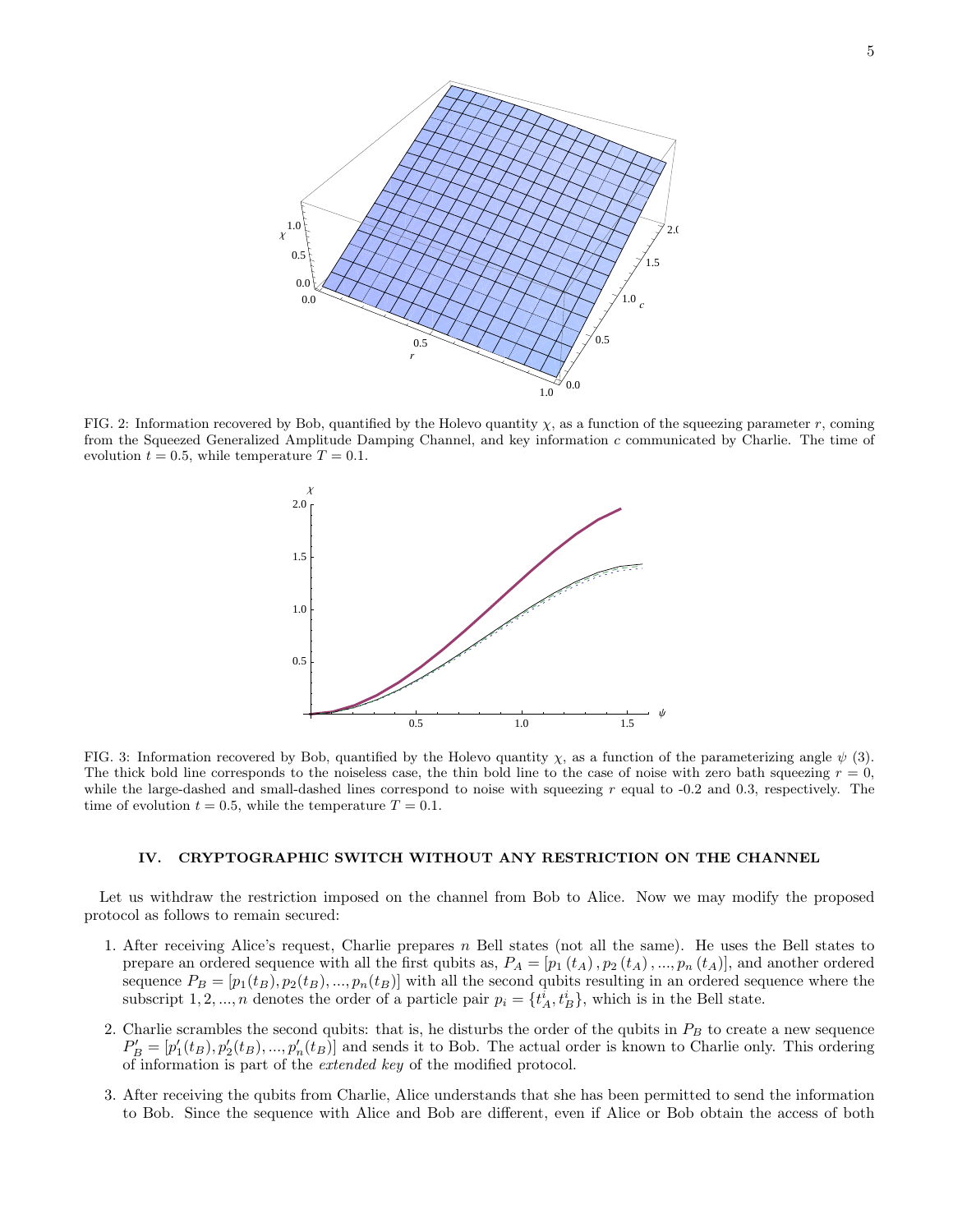FIG. 2: Information recovered by Bob, quantified by the Holevo quantity $\chi$, as a function of the squeezing parameter $r$, coming from the Squeezed Generalized Amplitude Damping Channel, and key information $c$ communicated by Charlie. The time of evolution $t = 0.5$, while temperature $T = 0.1$.

FIG. 3: Information recovered by Bob, quantified by the Holevo quantity $\chi$, as a function of the parameterizing angle $\psi$ (3). The thick bold line corresponds to the noiseless case, the thin bold line to the case of noise with zero bath squeezing $r = 0$, while the large-dashed and small-dashed lines correspond to noise with squeezing $r$ equal to -0.2 and 0.3, respectively. The time of evolution $t = 0.5$, while the temperature $T = 0.1$.

## IV. CRYPTOGRAPHIC SWITCH WITHOUT ANY RESTRICTION ON THE CHANNEL

Let us withdraw the restriction imposed on the channel from Bob to Alice. Now we may modify the proposed protocol as follows to remain secured:

1. After receiving Alice's request, Charlie prepares $n$ Bell states (not all the same). He uses the Bell states to prepare an ordered sequence with all the first qubits as, $P_A = [p_1(t_A), p_2(t_A), ..., p_n(t_A)]$, and another ordered sequence $P_B = [p_1(t_B), p_2(t_B), ..., p_n(t_B)]$ with all the second qubits resulting in an ordered sequence where the subscript $1, 2, ..., n$ denotes the order of a particle pair $p_i = \{t_A^i, t_B^i\}$, which is in the Bell state.

2. Charlie scrambles the second qubits: that is, he disturbs the order of the qubits in $P_B$ to create a new sequence $P_B' = [p_1'(t_B), p_2'(t_B), ..., p_n'(t_B)]$ and sends it to Bob. The actual order is known to Charlie only. This ordering of information is part of the *extended key* of the modified protocol.

3. After receiving the qubits from Charlie, Alice understands that she has been permitted to send the information to Bob. Since the sequence with Alice and Bob are different, even if Alice or Bob obtain the access of both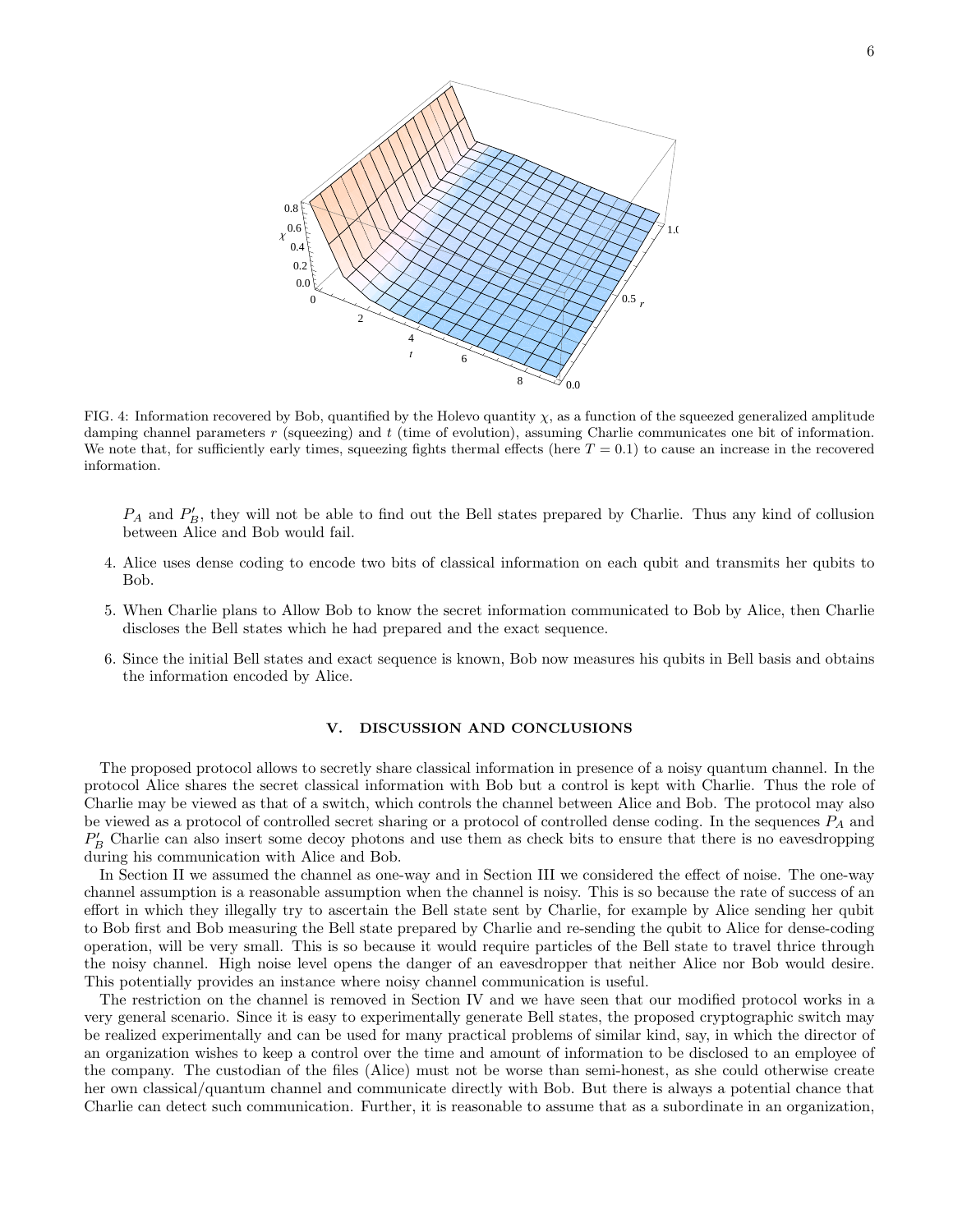FIG. 4: Information recovered by Bob, quantified by the Holevo quantity $\chi$, as a function of the squeezed generalized amplitude damping channel parameters $r$ (squeezing) and $t$ (time of evolution), assuming Charlie communicates one bit of information. We note that, for sufficiently early times, squeezing fights thermal effects (here $T = 0.1$) to cause an increase in the recovered information.

$P_A$ and $P'_B$, they will not be able to find out the Bell states prepared by Charlie. Thus any kind of collusion between Alice and Bob would fail.

4. Alice uses dense coding to encode two bits of classical information on each qubit and transmits her qubits to Bob.

5. When Charlie plans to Allow Bob to know the secret information communicated to Bob by Alice, then Charlie discloses the Bell states which he had prepared and the exact sequence.

6. Since the initial Bell states and exact sequence is known, Bob now measures his qubits in Bell basis and obtains the information encoded by Alice.

## V. DISCUSSION AND CONCLUSIONS

The proposed protocol allows to secretly share classical information in presence of a noisy quantum channel. In the protocol Alice shares the secret classical information with Bob but a control is kept with Charlie. Thus the role of Charlie may be viewed as that of a switch, which controls the channel between Alice and Bob. The protocol may also be viewed as a protocol of controlled secret sharing or a protocol of controlled dense coding. In the sequences $P_A$ and $P'_B$ Charlie can also insert some decoy photons and use them as check bits to ensure that there is no eavesdropping during his communication with Alice and Bob.

In Section II we assumed the channel as one-way and in Section III we considered the effect of noise. The one-way channel assumption is a reasonable assumption when the channel is noisy. This is so because the rate of success of an effort in which they illegally try to ascertain the Bell state sent by Charlie, for example by Alice sending her qubit to Bob first and Bob measuring the Bell state prepared by Charlie and re-sending the qubit to Alice for dense-coding operation, will be very small. This is so because it would require particles of the Bell state to travel thrice through the noisy channel. High noise level opens the danger of an eavesdropper that neither Alice nor Bob would desire. This potentially provides an instance where noisy channel communication is useful.

The restriction on the channel is removed in Section IV and we have seen that our modified protocol works in a very general scenario. Since it is easy to experimentally generate Bell states, the proposed cryptographic switch may be realized experimentally and can be used for many practical problems of similar kind, say, in which the director of an organization wishes to keep a control over the time and amount of information to be disclosed to an employee of the company. The custodian of the files (Alice) must not be worse than semi-honest, as she could otherwise create her own classical/quantum channel and communicate directly with Bob. But there is always a potential chance that Charlie can detect such communication. Further, it is reasonable to assume that as a subordinate in an organization,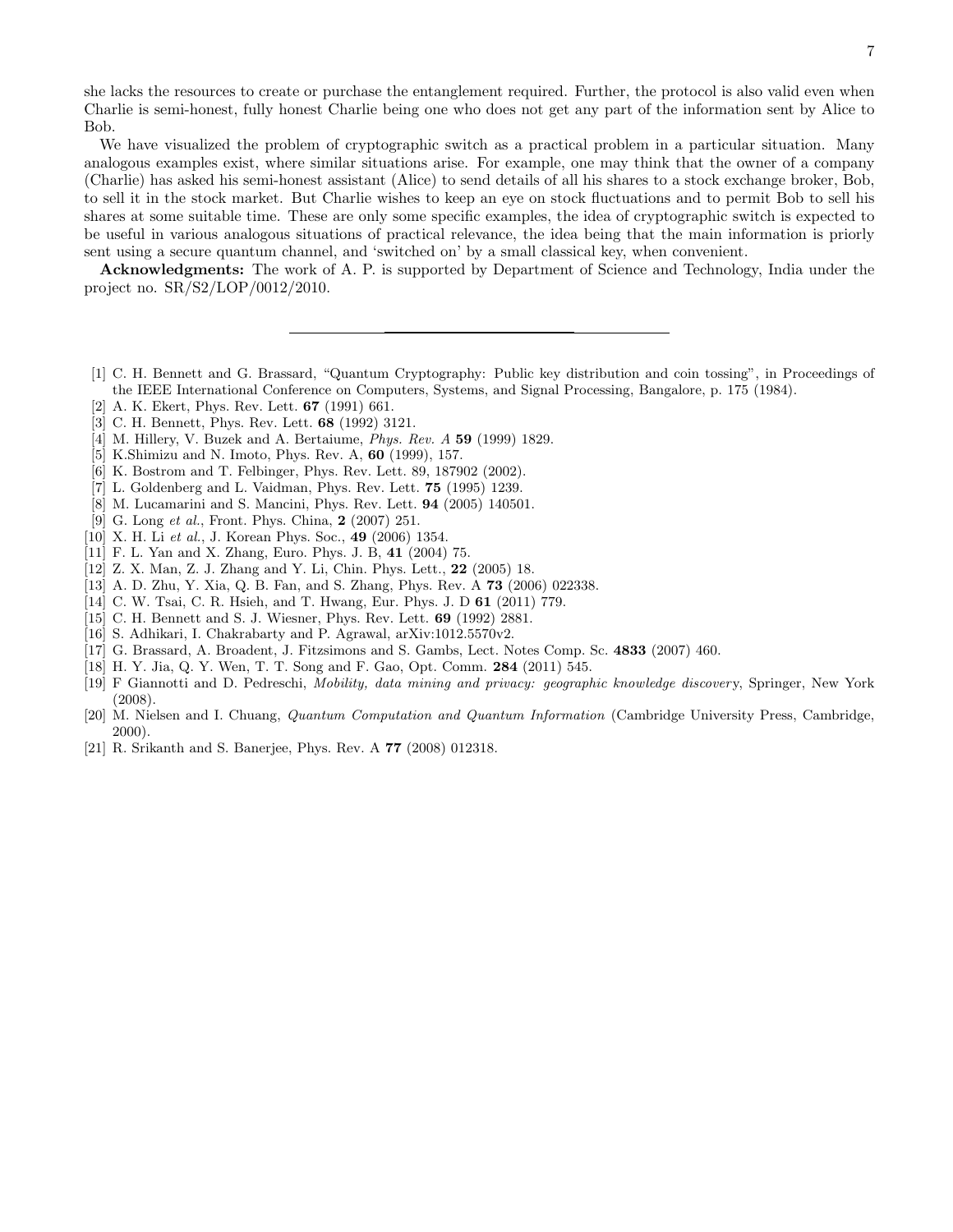she lacks the resources to create or purchase the entanglement required. Further, the protocol is also valid even when Charlie is semi-honest, fully honest Charlie being one who does not get any part of the information sent by Alice to Bob.

We have visualized the problem of cryptographic switch as a practical problem in a particular situation. Many analogous examples exist, where similar situations arise. For example, one may think that the owner of a company (Charlie) has asked his semi-honest assistant (Alice) to send details of all his shares to a stock exchange broker, Bob, to sell it in the stock market. But Charlie wishes to keep an eye on stock fluctuations and to permit Bob to sell his shares at some suitable time. These are only some specific examples, the idea of cryptographic switch is expected to be useful in various analogous situations of practical relevance, the idea being that the main information is priorly sent using a secure quantum channel, and 'switched on' by a small classical key, when convenient.

**Acknowledgments:** The work of A. P. is supported by Department of Science and Technology, India under the project no. SR/S2/LOP/0012/2010.

---

- [1] C. H. Bennett and G. Brassard, "Quantum Cryptography: Public key distribution and coin tossing", in Proceedings of the IEEE International Conference on Computers, Systems, and Signal Processing, Bangalore, p. 175 (1984).
- [2] A. K. Ekert, Phys. Rev. Lett. **67** (1991) 661.
- [3] C. H. Bennett, Phys. Rev. Lett. **68** (1992) 3121.
- [4] M. Hillery, V. Buzek and A. Bertaiume, *Phys. Rev. A* **59** (1999) 1829.
- [5] K.Shimizu and N. Imoto, Phys. Rev. A, **60** (1999), 157.
- [6] K. Bostrom and T. Felbinger, Phys. Rev. Lett. 89, 187902 (2002).
- [7] L. Goldenberg and L. Vaidman, Phys. Rev. Lett. **75** (1995) 1239.
- [8] M. Lucamarini and S. Mancini, Phys. Rev. Lett. **94** (2005) 140501.
- [9] G. Long *et al.*, Front. Phys. China, **2** (2007) 251.
- [10] X. H. Li *et al.*, J. Korean Phys. Soc., **49** (2006) 1354.
- [11] F. L. Yan and X. Zhang, Euro. Phys. J. B, **41** (2004) 75.
- [12] Z. X. Man, Z. J. Zhang and Y. Li, Chin. Phys. Lett., **22** (2005) 18.
- [13] A. D. Zhu, Y. Xia, Q. B. Fan, and S. Zhang, Phys. Rev. A **73** (2006) 022338.
- [14] C. W. Tsai, C. R. Hsieh, and T. Hwang, Eur. Phys. J. D **61** (2011) 779.
- [15] C. H. Bennett and S. J. Wiesner, Phys. Rev. Lett. **69** (1992) 2881.
- [16] S. Adhikari, I. Chakrabarty and P. Agrawal, arXiv:1012.5570v2.
- [17] G. Brassard, A. Broadent, J. Fitzsimons and S. Gambs, Lect. Notes Comp. Sc. **4833** (2007) 460.
- [18] H. Y. Jia, Q. Y. Wen, T. T. Song and F. Gao, Opt. Comm. **284** (2011) 545.
- [19] F Giannotti and D. Pedreschi, *Mobility, data mining and privacy: geographic knowledge discovery*, Springer, New York (2008).
- [20] M. Nielsen and I. Chuang, *Quantum Computation and Quantum Information* (Cambridge University Press, Cambridge, 2000).
- [21] R. Srikanth and S. Banerjee, Phys. Rev. A **77** (2008) 012318.